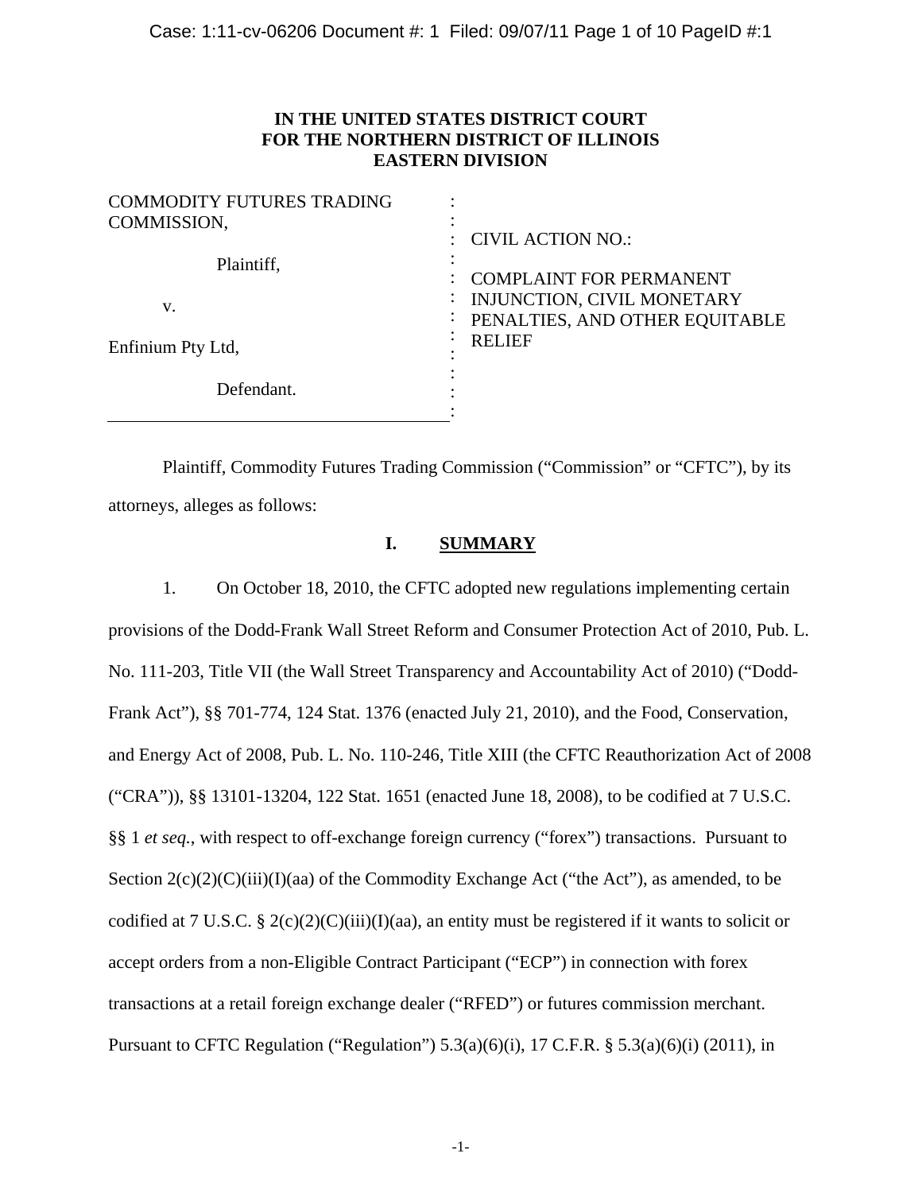**IN THE UNITED STATES DISTRICT COURT**
**FOR THE NORTHERN DISTRICT OF ILLINOIS**
**EASTERN DIVISION**

| | | |
|---|---|---|
| COMMODITY FUTURES TRADING COMMISSION, | : | CIVIL ACTION NO.: |
| Plaintiff, | : | |
| v. | : | COMPLAINT FOR PERMANENT INJUNCTION, CIVIL MONETARY PENALTIES, AND OTHER EQUITABLE RELIEF |
| Enfinium Pty Ltd, | : | |
| Defendant. | : | |

Plaintiff, Commodity Futures Trading Commission ("Commission" or "CFTC"), by its attorneys, alleges as follows:

## I. SUMMARY

1. On October 18, 2010, the CFTC adopted new regulations implementing certain provisions of the Dodd-Frank Wall Street Reform and Consumer Protection Act of 2010, Pub. L. No. 111-203, Title VII (the Wall Street Transparency and Accountability Act of 2010) ("Dodd-Frank Act"), §§ 701-774, 124 Stat. 1376 (enacted July 21, 2010), and the Food, Conservation, and Energy Act of 2008, Pub. L. No. 110-246, Title XIII (the CFTC Reauthorization Act of 2008 ("CRA")), §§ 13101-13204, 122 Stat. 1651 (enacted June 18, 2008), to be codified at 7 U.S.C. §§ 1 *et seq.*, with respect to off-exchange foreign currency ("forex") transactions. Pursuant to Section 2(c)(2)(C)(iii)(I)(aa) of the Commodity Exchange Act ("the Act"), as amended, to be codified at 7 U.S.C. § 2(c)(2)(C)(iii)(I)(aa), an entity must be registered if it wants to solicit or accept orders from a non-Eligible Contract Participant ("ECP") in connection with forex transactions at a retail foreign exchange dealer ("RFED") or futures commission merchant. Pursuant to CFTC Regulation ("Regulation") 5.3(a)(6)(i), 17 C.F.R. § 5.3(a)(6)(i) (2011), in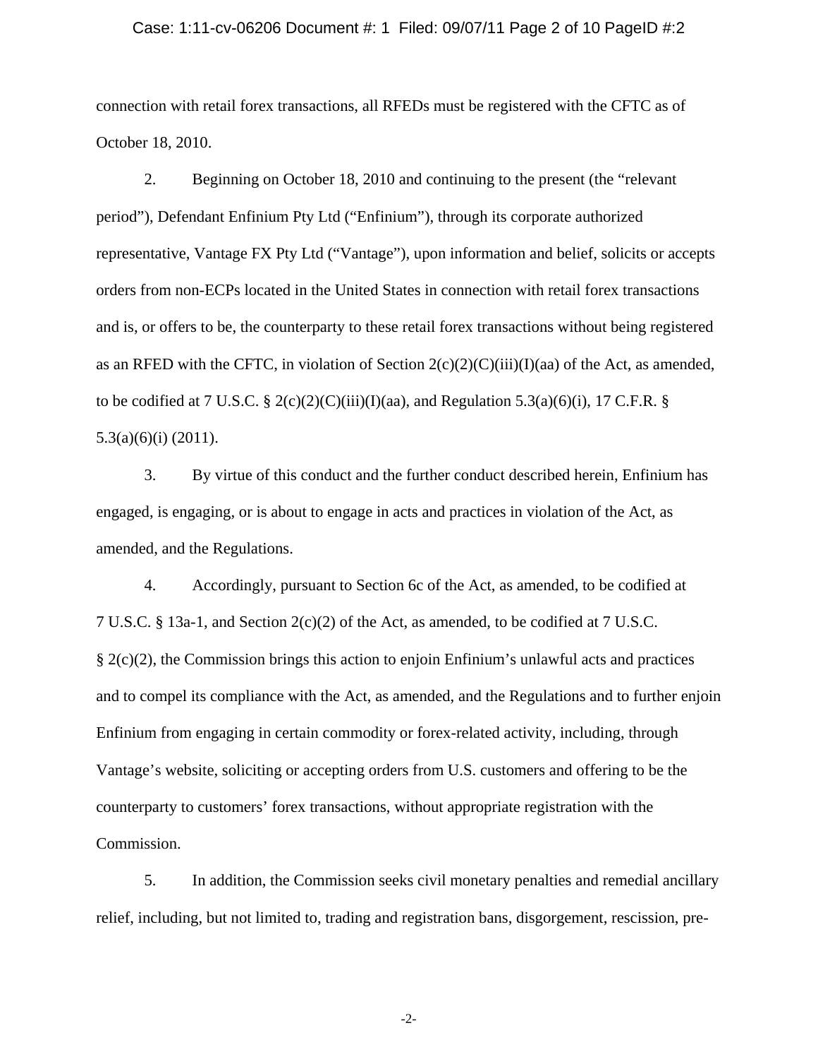connection with retail forex transactions, all RFEDs must be registered with the CFTC as of October 18, 2010.

2. Beginning on October 18, 2010 and continuing to the present (the "relevant period"), Defendant Enfinium Pty Ltd ("Enfinium"), through its corporate authorized representative, Vantage FX Pty Ltd ("Vantage"), upon information and belief, solicits or accepts orders from non-ECPs located in the United States in connection with retail forex transactions and is, or offers to be, the counterparty to these retail forex transactions without being registered as an RFED with the CFTC, in violation of Section 2(c)(2)(C)(iii)(I)(aa) of the Act, as amended, to be codified at 7 U.S.C. § 2(c)(2)(C)(iii)(I)(aa), and Regulation 5.3(a)(6)(i), 17 C.F.R. § 5.3(a)(6)(i) (2011).

3. By virtue of this conduct and the further conduct described herein, Enfinium has engaged, is engaging, or is about to engage in acts and practices in violation of the Act, as amended, and the Regulations.

4. Accordingly, pursuant to Section 6c of the Act, as amended, to be codified at 7 U.S.C. § 13a-1, and Section 2(c)(2) of the Act, as amended, to be codified at 7 U.S.C. § 2(c)(2), the Commission brings this action to enjoin Enfinium's unlawful acts and practices and to compel its compliance with the Act, as amended, and the Regulations and to further enjoin Enfinium from engaging in certain commodity or forex-related activity, including, through Vantage's website, soliciting or accepting orders from U.S. customers and offering to be the counterparty to customers' forex transactions, without appropriate registration with the Commission.

5. In addition, the Commission seeks civil monetary penalties and remedial ancillary relief, including, but not limited to, trading and registration bans, disgorgement, rescission, pre-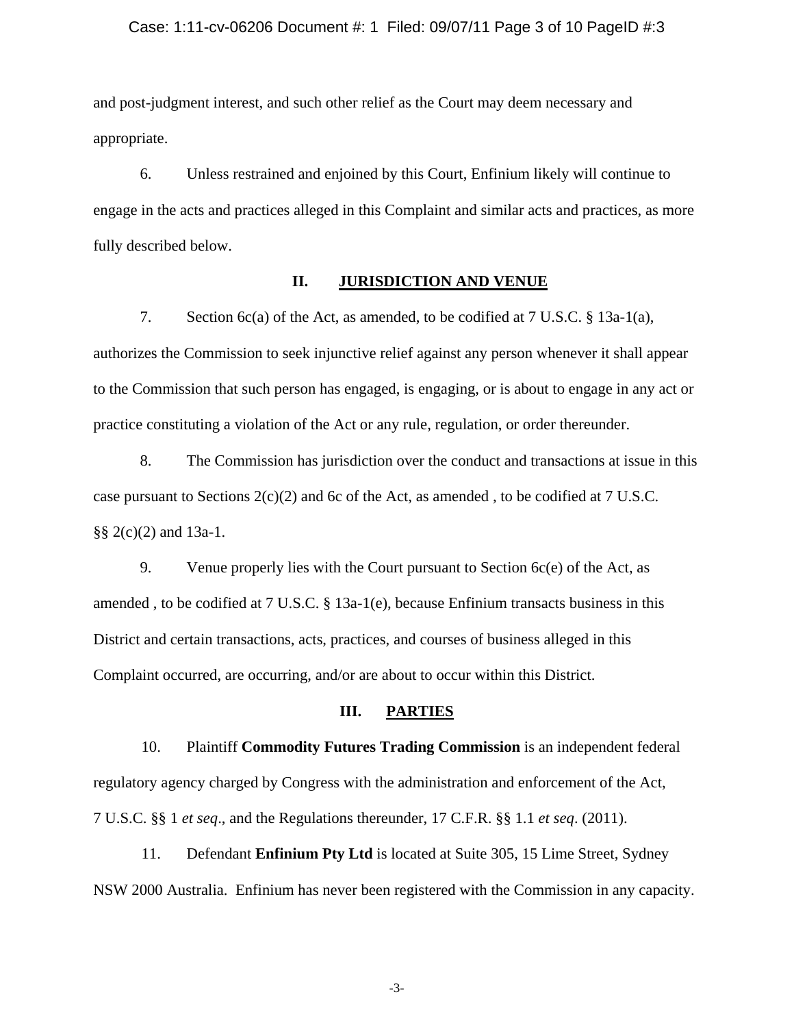and post-judgment interest, and such other relief as the Court may deem necessary and appropriate.

6. Unless restrained and enjoined by this Court, Enfinium likely will continue to engage in the acts and practices alleged in this Complaint and similar acts and practices, as more fully described below.

## II. JURISDICTION AND VENUE

7. Section 6c(a) of the Act, as amended, to be codified at 7 U.S.C. § 13a-1(a), authorizes the Commission to seek injunctive relief against any person whenever it shall appear to the Commission that such person has engaged, is engaging, or is about to engage in any act or practice constituting a violation of the Act or any rule, regulation, or order thereunder.

8. The Commission has jurisdiction over the conduct and transactions at issue in this case pursuant to Sections 2(c)(2) and 6c of the Act, as amended , to be codified at 7 U.S.C. §§ 2(c)(2) and 13a-1.

9. Venue properly lies with the Court pursuant to Section 6c(e) of the Act, as amended , to be codified at 7 U.S.C. § 13a-1(e), because Enfinium transacts business in this District and certain transactions, acts, practices, and courses of business alleged in this Complaint occurred, are occurring, and/or are about to occur within this District.

## III. PARTIES

10. Plaintiff **Commodity Futures Trading Commission** is an independent federal regulatory agency charged by Congress with the administration and enforcement of the Act, 7 U.S.C. §§ 1 *et seq*., and the Regulations thereunder, 17 C.F.R. §§ 1.1 *et seq*. (2011).

11. Defendant **Enfinium Pty Ltd** is located at Suite 305, 15 Lime Street, Sydney NSW 2000 Australia. Enfinium has never been registered with the Commission in any capacity.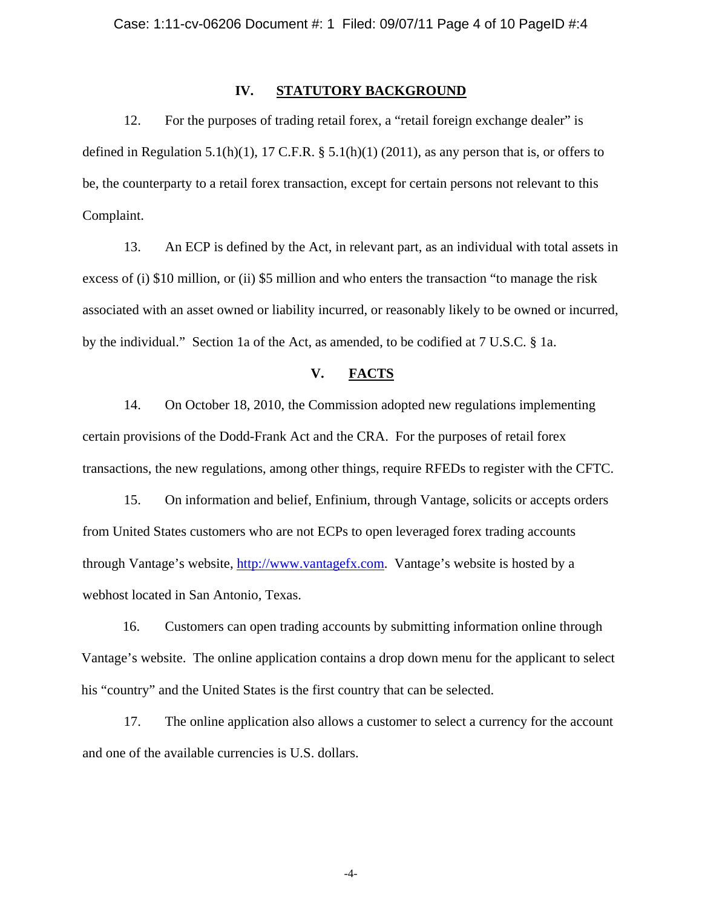## IV. STATUTORY BACKGROUND

12. For the purposes of trading retail forex, a "retail foreign exchange dealer" is defined in Regulation 5.1(h)(1), 17 C.F.R. § 5.1(h)(1) (2011), as any person that is, or offers to be, the counterparty to a retail forex transaction, except for certain persons not relevant to this Complaint.

13. An ECP is defined by the Act, in relevant part, as an individual with total assets in excess of (i) $10 million, or (ii) $5 million and who enters the transaction "to manage the risk associated with an asset owned or liability incurred, or reasonably likely to be owned or incurred, by the individual." Section 1a of the Act, as amended, to be codified at 7 U.S.C. § 1a.

## V. FACTS

14. On October 18, 2010, the Commission adopted new regulations implementing certain provisions of the Dodd-Frank Act and the CRA. For the purposes of retail forex transactions, the new regulations, among other things, require RFEDs to register with the CFTC.

15. On information and belief, Enfinium, through Vantage, solicits or accepts orders from United States customers who are not ECPs to open leveraged forex trading accounts through Vantage's website, http://www.vantagefx.com. Vantage's website is hosted by a webhost located in San Antonio, Texas.

16. Customers can open trading accounts by submitting information online through Vantage's website. The online application contains a drop down menu for the applicant to select his "country" and the United States is the first country that can be selected.

17. The online application also allows a customer to select a currency for the account and one of the available currencies is U.S. dollars.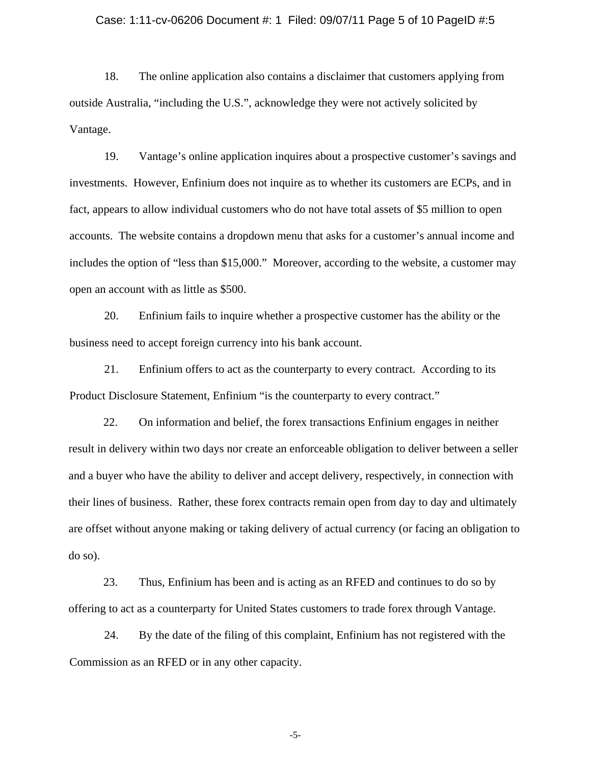18. The online application also contains a disclaimer that customers applying from outside Australia, "including the U.S.", acknowledge they were not actively solicited by Vantage.

19. Vantage's online application inquires about a prospective customer's savings and investments. However, Enfinium does not inquire as to whether its customers are ECPs, and in fact, appears to allow individual customers who do not have total assets of $5 million to open accounts. The website contains a dropdown menu that asks for a customer's annual income and includes the option of "less than $15,000." Moreover, according to the website, a customer may open an account with as little as $500.

20. Enfinium fails to inquire whether a prospective customer has the ability or the business need to accept foreign currency into his bank account.

21. Enfinium offers to act as the counterparty to every contract. According to its Product Disclosure Statement, Enfinium "is the counterparty to every contract."

22. On information and belief, the forex transactions Enfinium engages in neither result in delivery within two days nor create an enforceable obligation to deliver between a seller and a buyer who have the ability to deliver and accept delivery, respectively, in connection with their lines of business. Rather, these forex contracts remain open from day to day and ultimately are offset without anyone making or taking delivery of actual currency (or facing an obligation to do so).

23. Thus, Enfinium has been and is acting as an RFED and continues to do so by offering to act as a counterparty for United States customers to trade forex through Vantage.

24. By the date of the filing of this complaint, Enfinium has not registered with the Commission as an RFED or in any other capacity.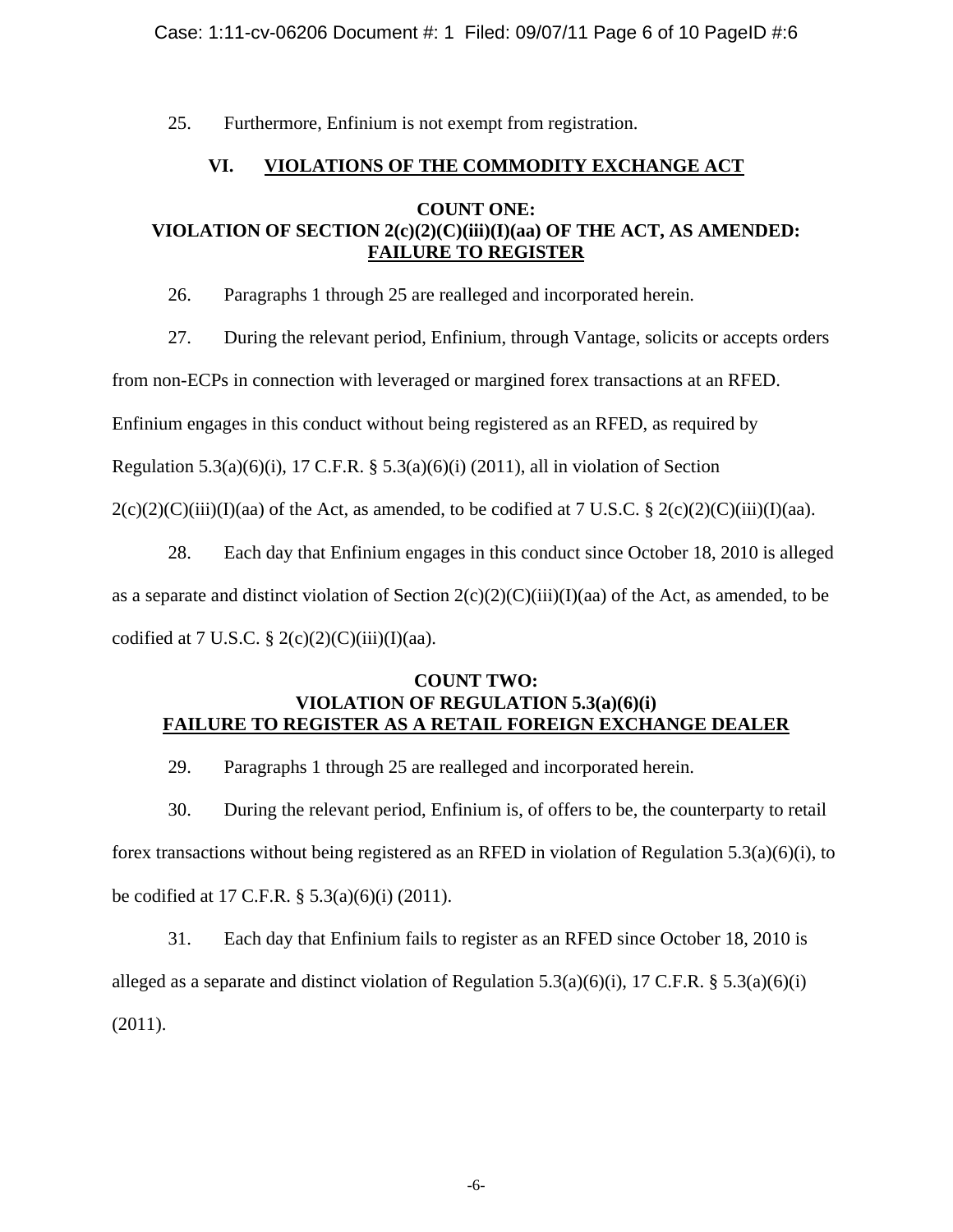25. Furthermore, Enfinium is not exempt from registration.

## VI. VIOLATIONS OF THE COMMODITY EXCHANGE ACT

### COUNT ONE:
### VIOLATION OF SECTION 2(c)(2)(C)(iii)(I)(aa) OF THE ACT, AS AMENDED: FAILURE TO REGISTER

26. Paragraphs 1 through 25 are realleged and incorporated herein.

27. During the relevant period, Enfinium, through Vantage, solicits or accepts orders from non-ECPs in connection with leveraged or margined forex transactions at an RFED. Enfinium engages in this conduct without being registered as an RFED, as required by Regulation 5.3(a)(6)(i), 17 C.F.R. § 5.3(a)(6)(i) (2011), all in violation of Section 2(c)(2)(C)(iii)(I)(aa) of the Act, as amended, to be codified at 7 U.S.C. § 2(c)(2)(C)(iii)(I)(aa).

28. Each day that Enfinium engages in this conduct since October 18, 2010 is alleged as a separate and distinct violation of Section 2(c)(2)(C)(iii)(I)(aa) of the Act, as amended, to be codified at 7 U.S.C. § 2(c)(2)(C)(iii)(I)(aa).

### COUNT TWO:
### VIOLATION OF REGULATION 5.3(a)(6)(i) FAILURE TO REGISTER AS A RETAIL FOREIGN EXCHANGE DEALER

29. Paragraphs 1 through 25 are realleged and incorporated herein.

30. During the relevant period, Enfinium is, of offers to be, the counterparty to retail forex transactions without being registered as an RFED in violation of Regulation 5.3(a)(6)(i), to be codified at 17 C.F.R. § 5.3(a)(6)(i) (2011).

31. Each day that Enfinium fails to register as an RFED since October 18, 2010 is alleged as a separate and distinct violation of Regulation 5.3(a)(6)(i), 17 C.F.R. § 5.3(a)(6)(i) (2011).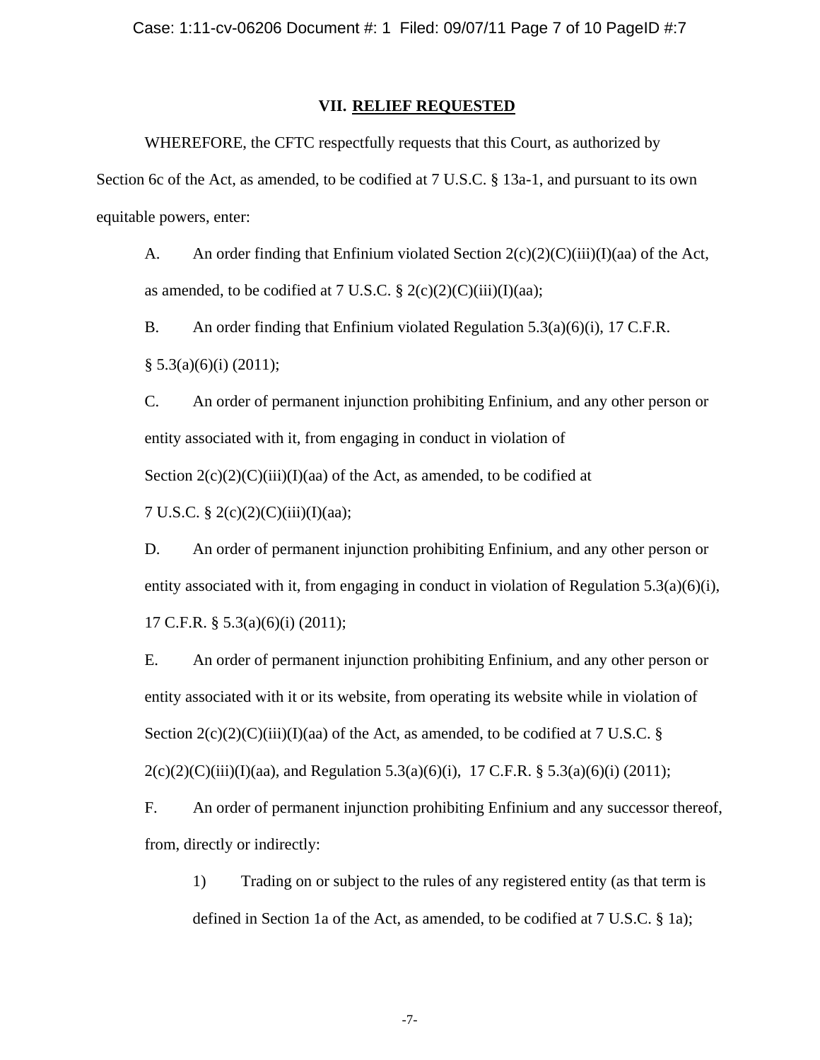## VII. RELIEF REQUESTED

WHEREFORE, the CFTC respectfully requests that this Court, as authorized by Section 6c of the Act, as amended, to be codified at 7 U.S.C. § 13a-1, and pursuant to its own equitable powers, enter:

A. An order finding that Enfinium violated Section 2(c)(2)(C)(iii)(I)(aa) of the Act, as amended, to be codified at 7 U.S.C. § 2(c)(2)(C)(iii)(I)(aa);

B. An order finding that Enfinium violated Regulation 5.3(a)(6)(i), 17 C.F.R. § 5.3(a)(6)(i) (2011);

C. An order of permanent injunction prohibiting Enfinium, and any other person or entity associated with it, from engaging in conduct in violation of Section 2(c)(2)(C)(iii)(I)(aa) of the Act, as amended, to be codified at 7 U.S.C. § 2(c)(2)(C)(iii)(I)(aa);

D. An order of permanent injunction prohibiting Enfinium, and any other person or entity associated with it, from engaging in conduct in violation of Regulation 5.3(a)(6)(i), 17 C.F.R. § 5.3(a)(6)(i) (2011);

E. An order of permanent injunction prohibiting Enfinium, and any other person or entity associated with it or its website, from operating its website while in violation of Section 2(c)(2)(C)(iii)(I)(aa) of the Act, as amended, to be codified at 7 U.S.C. § 2(c)(2)(C)(iii)(I)(aa), and Regulation 5.3(a)(6)(i), 17 C.F.R. § 5.3(a)(6)(i) (2011);

F. An order of permanent injunction prohibiting Enfinium and any successor thereof, from, directly or indirectly:

1) Trading on or subject to the rules of any registered entity (as that term is defined in Section 1a of the Act, as amended, to be codified at 7 U.S.C. § 1a);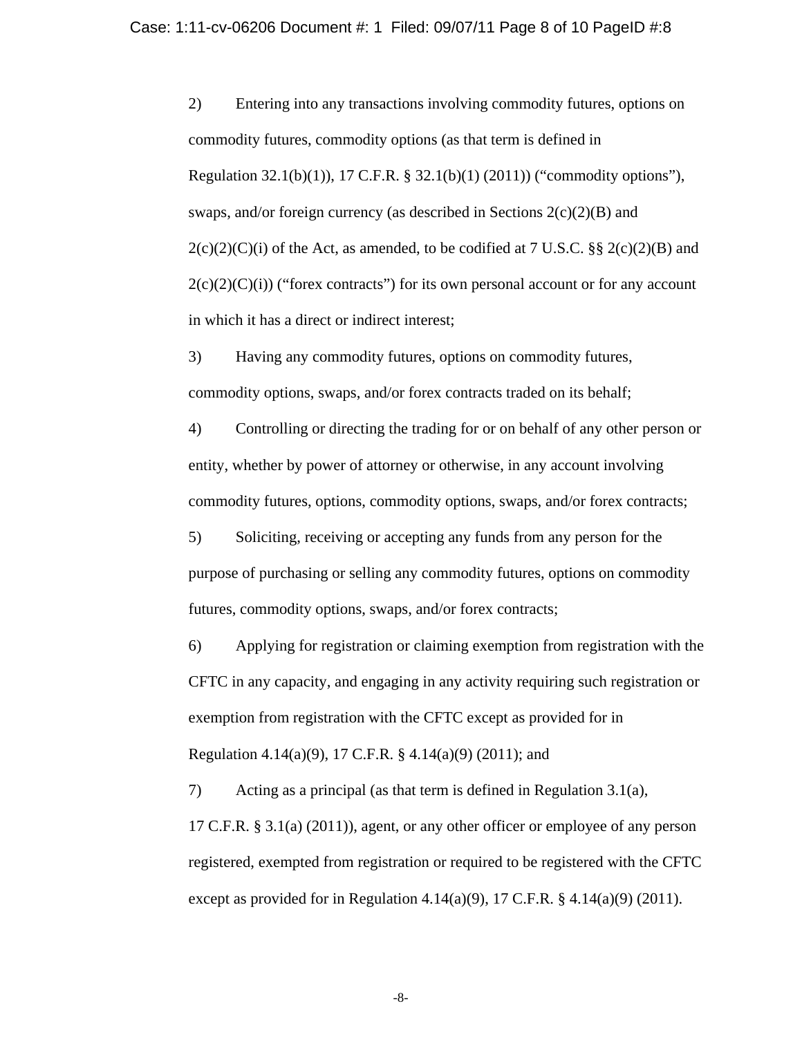2) Entering into any transactions involving commodity futures, options on commodity futures, commodity options (as that term is defined in Regulation 32.1(b)(1)), 17 C.F.R. § 32.1(b)(1) (2011)) ("commodity options"), swaps, and/or foreign currency (as described in Sections 2(c)(2)(B) and 2(c)(2)(C)(i) of the Act, as amended, to be codified at 7 U.S.C. §§ 2(c)(2)(B) and 2(c)(2)(C)(i)) ("forex contracts") for its own personal account or for any account in which it has a direct or indirect interest;

3) Having any commodity futures, options on commodity futures, commodity options, swaps, and/or forex contracts traded on its behalf;

4) Controlling or directing the trading for or on behalf of any other person or entity, whether by power of attorney or otherwise, in any account involving commodity futures, options, commodity options, swaps, and/or forex contracts;

5) Soliciting, receiving or accepting any funds from any person for the purpose of purchasing or selling any commodity futures, options on commodity futures, commodity options, swaps, and/or forex contracts;

6) Applying for registration or claiming exemption from registration with the CFTC in any capacity, and engaging in any activity requiring such registration or exemption from registration with the CFTC except as provided for in Regulation 4.14(a)(9), 17 C.F.R. § 4.14(a)(9) (2011); and

7) Acting as a principal (as that term is defined in Regulation 3.1(a), 17 C.F.R. § 3.1(a) (2011)), agent, or any other officer or employee of any person registered, exempted from registration or required to be registered with the CFTC except as provided for in Regulation 4.14(a)(9), 17 C.F.R. § 4.14(a)(9) (2011).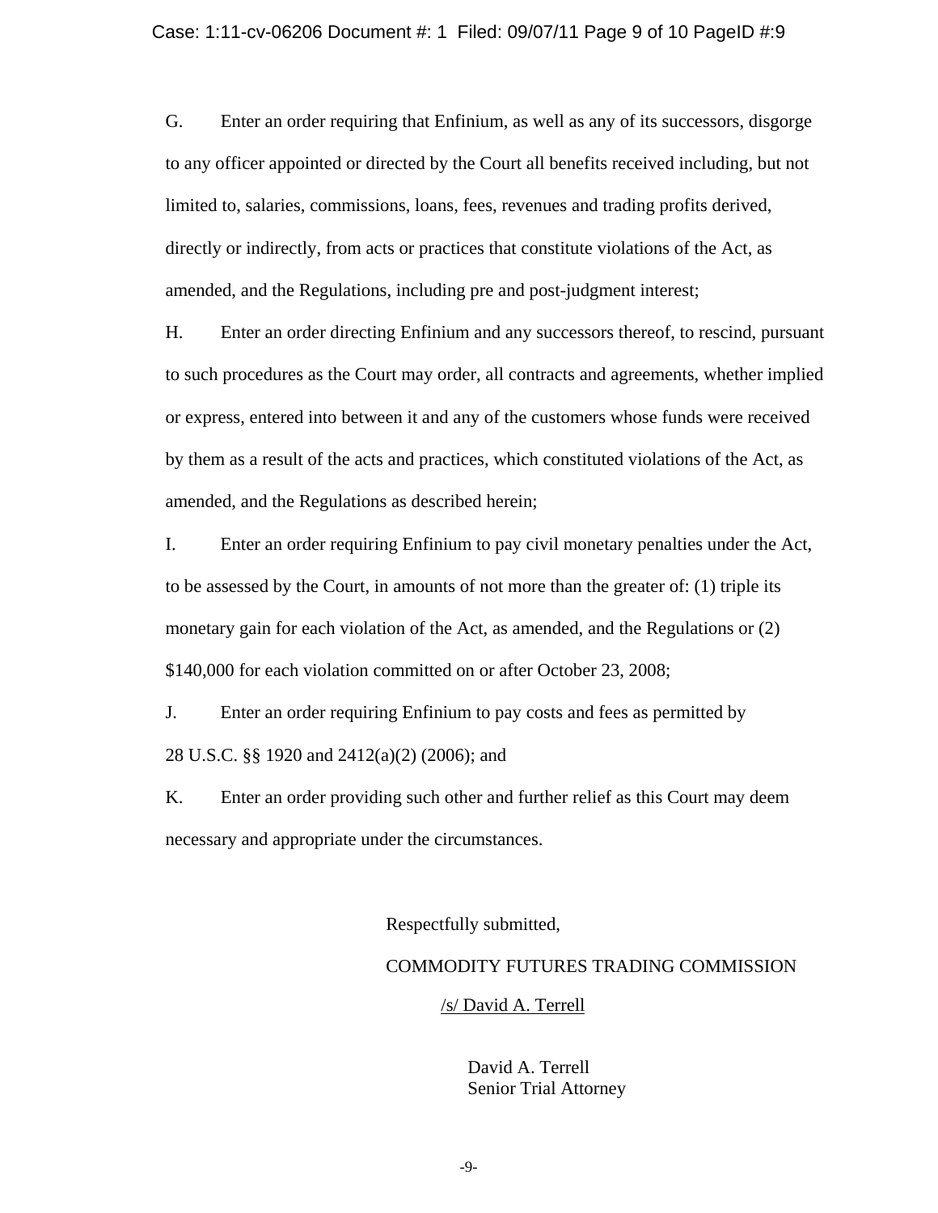G. Enter an order requiring that Enfinium, as well as any of its successors, disgorge to any officer appointed or directed by the Court all benefits received including, but not limited to, salaries, commissions, loans, fees, revenues and trading profits derived, directly or indirectly, from acts or practices that constitute violations of the Act, as amended, and the Regulations, including pre and post-judgment interest;

H. Enter an order directing Enfinium and any successors thereof, to rescind, pursuant to such procedures as the Court may order, all contracts and agreements, whether implied or express, entered into between it and any of the customers whose funds were received by them as a result of the acts and practices, which constituted violations of the Act, as amended, and the Regulations as described herein;

I. Enter an order requiring Enfinium to pay civil monetary penalties under the Act, to be assessed by the Court, in amounts of not more than the greater of: (1) triple its monetary gain for each violation of the Act, as amended, and the Regulations or (2) $140,000 for each violation committed on or after October 23, 2008;

J. Enter an order requiring Enfinium to pay costs and fees as permitted by 28 U.S.C. §§ 1920 and 2412(a)(2) (2006); and

K. Enter an order providing such other and further relief as this Court may deem necessary and appropriate under the circumstances.

Respectfully submitted,

COMMODITY FUTURES TRADING COMMISSION

/s/ David A. Terrell

David A. Terrell
Senior Trial Attorney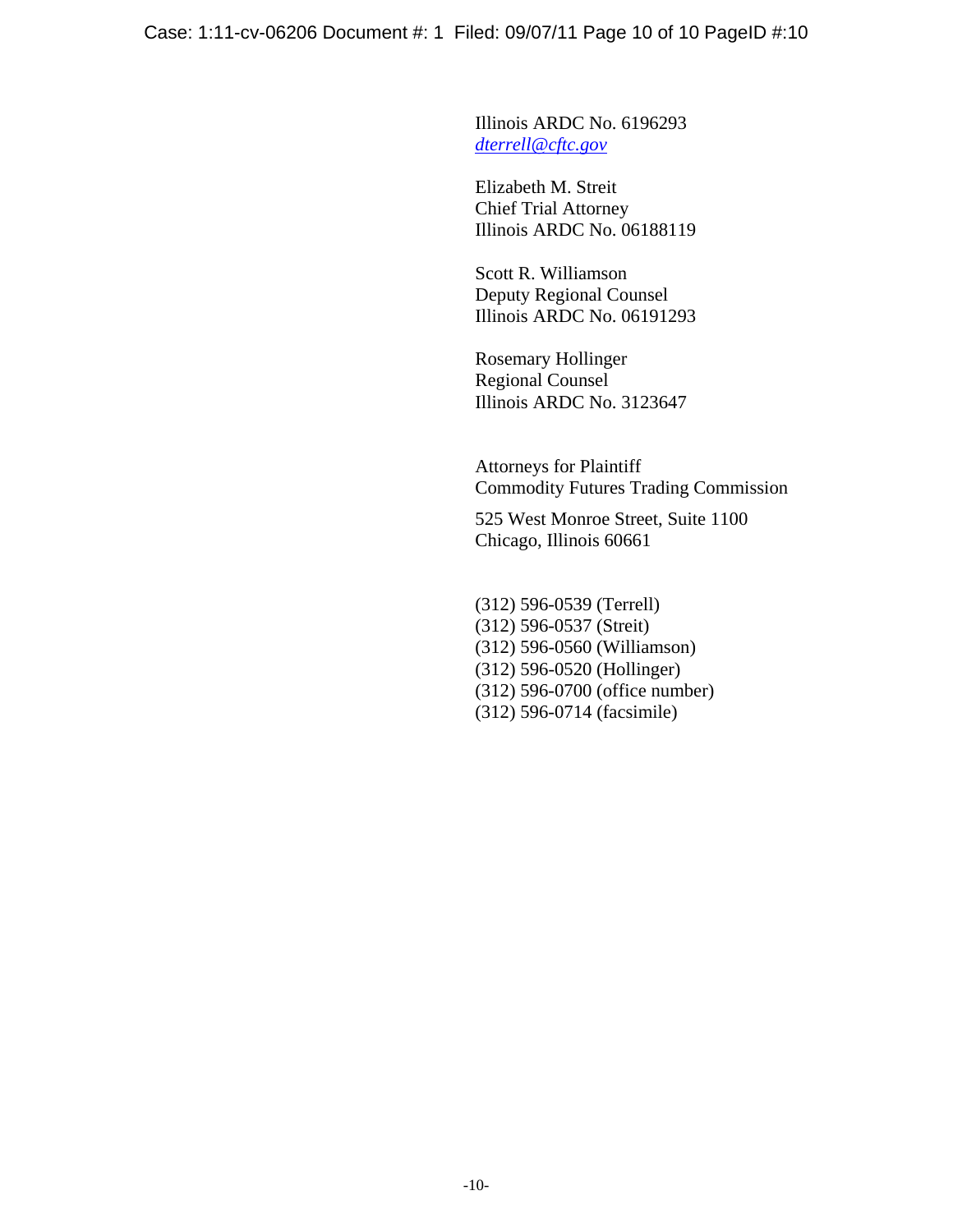Illinois ARDC No. 6196293
dterrell@cftc.gov

Elizabeth M. Streit
Chief Trial Attorney
Illinois ARDC No. 06188119

Scott R. Williamson
Deputy Regional Counsel
Illinois ARDC No. 06191293

Rosemary Hollinger
Regional Counsel
Illinois ARDC No. 3123647

Attorneys for Plaintiff
Commodity Futures Trading Commission

525 West Monroe Street, Suite 1100
Chicago, Illinois 60661

(312) 596-0539 (Terrell)
(312) 596-0537 (Streit)
(312) 596-0560 (Williamson)
(312) 596-0520 (Hollinger)
(312) 596-0700 (office number)
(312) 596-0714 (facsimile)